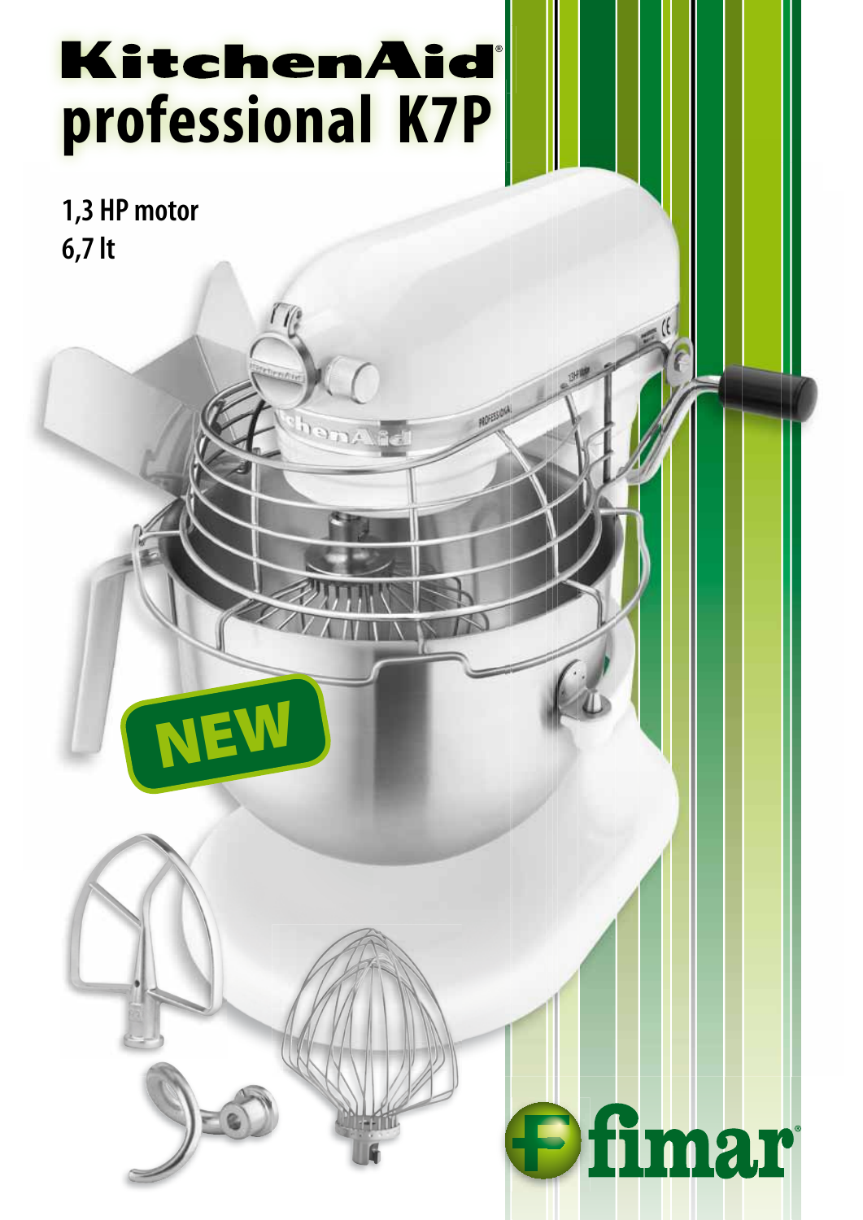# KitchenAid®

# professional K7P

**1,3 HP motor**
**6,7 lt**

**NEW**

fimar®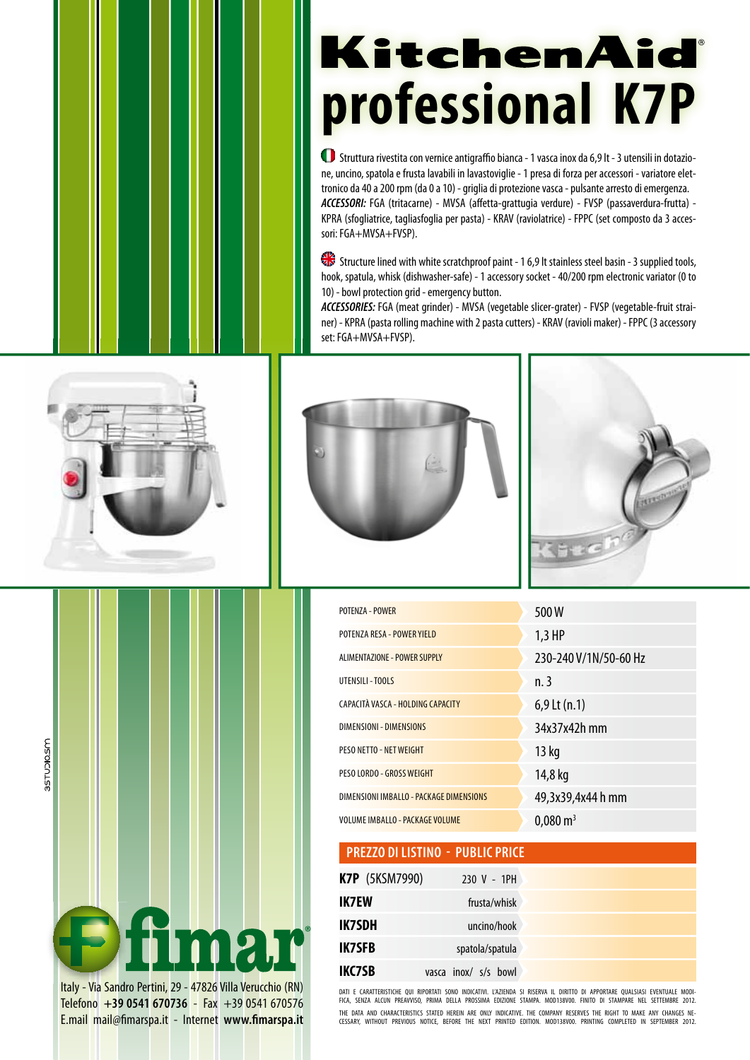# KitchenAid®

# professional K7P

Struttura rivestita con vernice antigraffio bianca - 1 vasca inox da 6,9 lt - 3 utensili in dotazione, uncino, spatola e frusta lavabili in lavastoviglie - 1 presa di forza per accessori - variatore elettronico da 40 a 200 rpm (da 0 a 10) - griglia di protezione vasca - pulsante arresto di emergenza.
***ACCESSORI:*** FGA (tritacarne) - MVSA (affetta-grattugia verdure) - FVSP (passaverdura-frutta) - KPRA (sfogliatrice, tagliasfoglia per pasta) - KRAV (raviolatrice) - FPPC (set composto da 3 accessori: FGA+MVSA+FVSP).

Structure lined with white scratchproof paint - 1 6,9 lt stainless steel basin - 3 supplied tools, hook, spatula, whisk (dishwasher-safe) - 1 accessory socket - 40/200 rpm electronic variator (0 to 10) - bowl protection grid - emergency button.
***ACCESSORIES:*** FGA (meat grinder) - MVSA (vegetable slicer-grater) - FVSP (vegetable-fruit strainer) - KPRA (pasta rolling machine with 2 pasta cutters) - KRAV (ravioli maker) - FPPC (3 accessory set: FGA+MVSA+FVSP).

| | |
|---|---|
| POTENZA - POWER | 500 W |
| POTENZA RESA - POWER YIELD | 1,3 HP |
| ALIMENTAZIONE - POWER SUPPLY | 230-240 V/1N/50-60 Hz |
| UTENSILI - TOOLS | n. 3 |
| CAPACITÀ VASCA - HOLDING CAPACITY | 6,9 Lt (n.1) |
| DIMENSIONI - DIMENSIONS | 34x37x42h mm |
| PESO NETTO - NET WEIGHT | 13 kg |
| PESO LORDO - GROSS WEIGHT | 14,8 kg |
| DIMENSIONI IMBALLO - PACKAGE DIMENSIONS | 49,3x39,4x44 h mm |
| VOLUME IMBALLO - PACKAGE VOLUME | 0,080 m$^3$ |

## PREZZO DI LISTINO - PUBLIC PRICE

| | | |
|---|---|---|
| **K7P** (5KSM7990) | 230 V - 1PH | |
| **IK7EW** | frusta/whisk | |
| **IK7SDH** | uncino/hook | |
| **IK7SFB** | spatola/spatula | |
| **IKC7SB** | vasca inox/ s/s bowl | |

DATI E CARATTERISTICHE QUI RIPORTATI SONO INDICATIVI. L'AZIENDA SI RISERVA IL DIRITTO DI APPORTARE QUALSIASI EVENTUALE MODIFICA, SENZA ALCUN PREAVVISO, PRIMA DELLA PROSSIMA EDIZIONE STAMPA. MOD138V00. FINITO DI STAMPARE NEL SETTEMBRE 2012.
THE DATA AND CHARACTERISTICS STATED HEREIN ARE ONLY INDICATIVE. THE COMPANY RESERVES THE RIGHT TO MAKE ANY CHANGES NECESSARY, WITHOUT PREVIOUS NOTICE, BEFORE THE NEXT PRINTED EDITION. MOD138V00. PRINTING COMPLETED IN SEPTEMBER 2012.

fimar®

Italy - Via Sandro Pertini, 29 - 47826 Villa Verucchio (RN)
Telefono **+39 0541 670736** - Fax +39 0541 670576
E.mail mail@fimarspa.it - Internet **www.fimarspa.it**

3STUDIOrsm